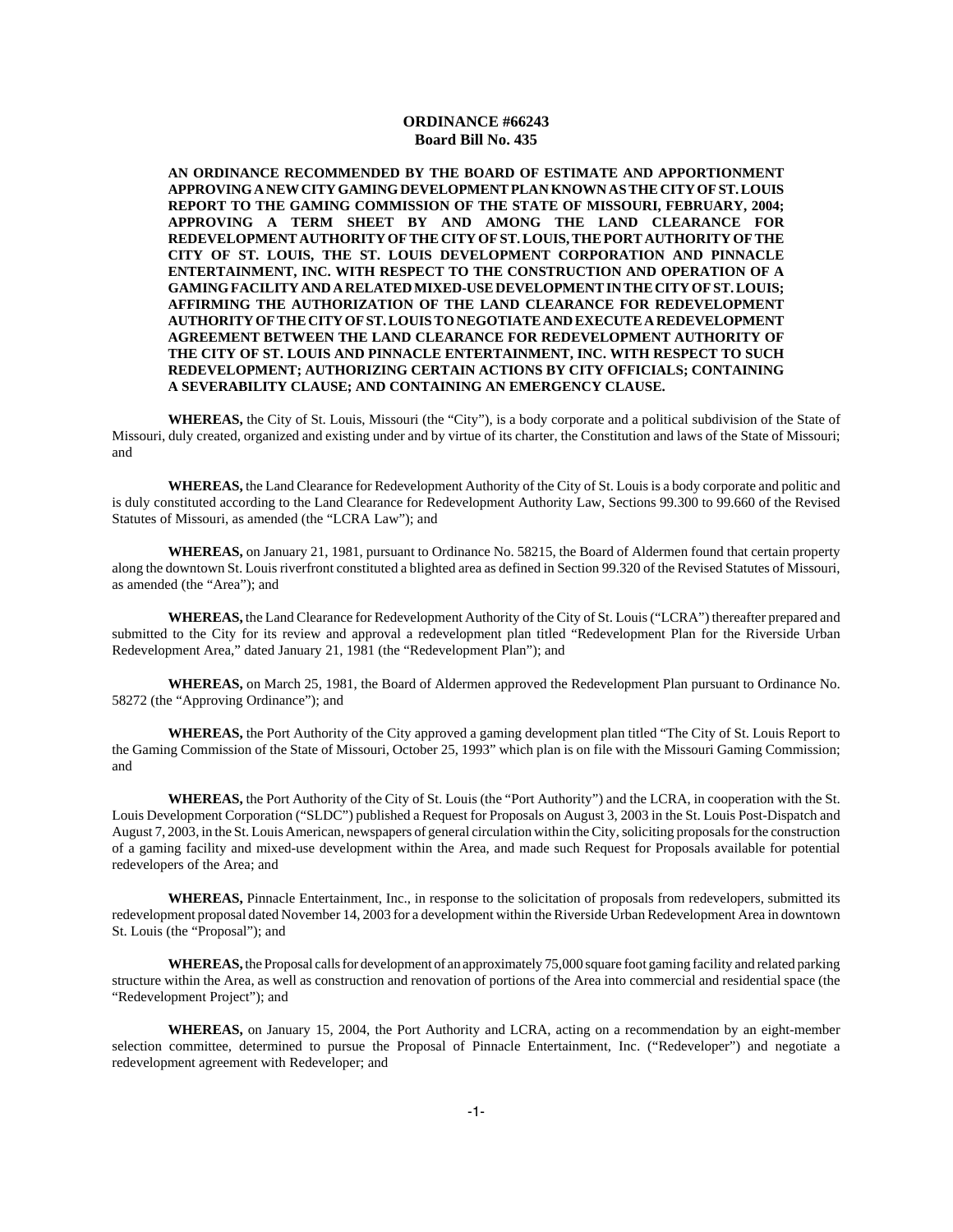# ORDINANCE #66243
## Board Bill No. 435

**AN ORDINANCE RECOMMENDED BY THE BOARD OF ESTIMATE AND APPORTIONMENT APPROVING A NEW CITY GAMING DEVELOPMENT PLAN KNOWN AS THE CITY OF ST. LOUIS REPORT TO THE GAMING COMMISSION OF THE STATE OF MISSOURI, FEBRUARY, 2004; APPROVING A TERM SHEET BY AND AMONG THE LAND CLEARANCE FOR REDEVELOPMENT AUTHORITY OF THE CITY OF ST. LOUIS, THE PORT AUTHORITY OF THE CITY OF ST. LOUIS, THE ST. LOUIS DEVELOPMENT CORPORATION AND PINNACLE ENTERTAINMENT, INC. WITH RESPECT TO THE CONSTRUCTION AND OPERATION OF A GAMING FACILITY AND A RELATED MIXED-USE DEVELOPMENT IN THE CITY OF ST. LOUIS; AFFIRMING THE AUTHORIZATION OF THE LAND CLEARANCE FOR REDEVELOPMENT AUTHORITY OF THE CITY OF ST. LOUIS TO NEGOTIATE AND EXECUTE A REDEVELOPMENT AGREEMENT BETWEEN THE LAND CLEARANCE FOR REDEVELOPMENT AUTHORITY OF THE CITY OF ST. LOUIS AND PINNACLE ENTERTAINMENT, INC. WITH RESPECT TO SUCH REDEVELOPMENT; AUTHORIZING CERTAIN ACTIONS BY CITY OFFICIALS; CONTAINING A SEVERABILITY CLAUSE; AND CONTAINING AN EMERGENCY CLAUSE.**

**WHEREAS,** the City of St. Louis, Missouri (the "City"), is a body corporate and a political subdivision of the State of Missouri, duly created, organized and existing under and by virtue of its charter, the Constitution and laws of the State of Missouri; and

**WHEREAS,** the Land Clearance for Redevelopment Authority of the City of St. Louis is a body corporate and politic and is duly constituted according to the Land Clearance for Redevelopment Authority Law, Sections 99.300 to 99.660 of the Revised Statutes of Missouri, as amended (the "LCRA Law"); and

**WHEREAS,** on January 21, 1981, pursuant to Ordinance No. 58215, the Board of Aldermen found that certain property along the downtown St. Louis riverfront constituted a blighted area as defined in Section 99.320 of the Revised Statutes of Missouri, as amended (the "Area"); and

**WHEREAS,** the Land Clearance for Redevelopment Authority of the City of St. Louis ("LCRA") thereafter prepared and submitted to the City for its review and approval a redevelopment plan titled "Redevelopment Plan for the Riverside Urban Redevelopment Area," dated January 21, 1981 (the "Redevelopment Plan"); and

**WHEREAS,** on March 25, 1981, the Board of Aldermen approved the Redevelopment Plan pursuant to Ordinance No. 58272 (the "Approving Ordinance"); and

**WHEREAS,** the Port Authority of the City approved a gaming development plan titled "The City of St. Louis Report to the Gaming Commission of the State of Missouri, October 25, 1993" which plan is on file with the Missouri Gaming Commission; and

**WHEREAS,** the Port Authority of the City of St. Louis (the "Port Authority") and the LCRA, in cooperation with the St. Louis Development Corporation ("SLDC") published a Request for Proposals on August 3, 2003 in the St. Louis Post-Dispatch and August 7, 2003, in the St. Louis American, newspapers of general circulation within the City, soliciting proposals for the construction of a gaming facility and mixed-use development within the Area, and made such Request for Proposals available for potential redevelopers of the Area; and

**WHEREAS,** Pinnacle Entertainment, Inc., in response to the solicitation of proposals from redevelopers, submitted its redevelopment proposal dated November 14, 2003 for a development within the Riverside Urban Redevelopment Area in downtown St. Louis (the "Proposal"); and

**WHEREAS,** the Proposal calls for development of an approximately 75,000 square foot gaming facility and related parking structure within the Area, as well as construction and renovation of portions of the Area into commercial and residential space (the "Redevelopment Project"); and

**WHEREAS,** on January 15, 2004, the Port Authority and LCRA, acting on a recommendation by an eight-member selection committee, determined to pursue the Proposal of Pinnacle Entertainment, Inc. ("Redeveloper") and negotiate a redevelopment agreement with Redeveloper; and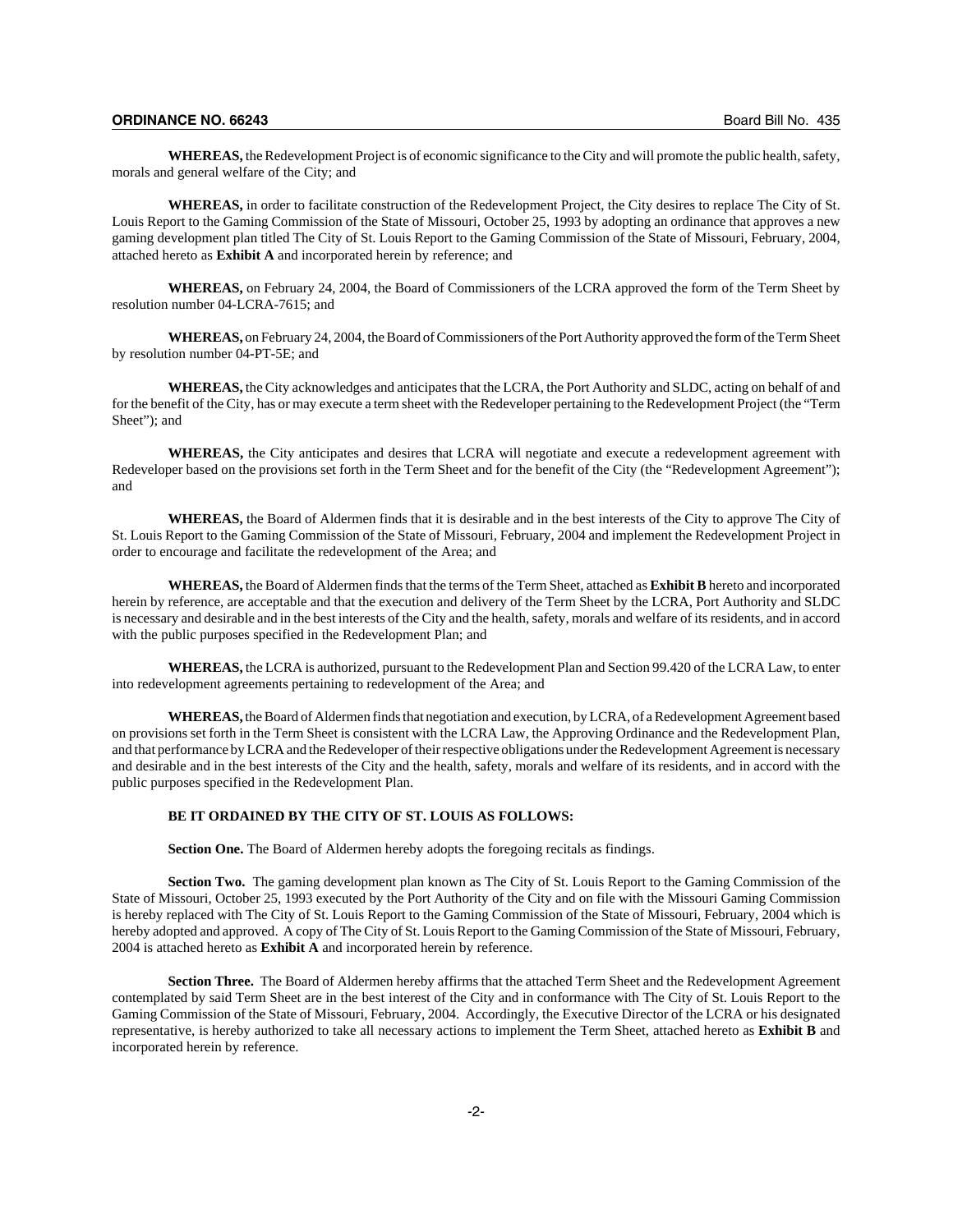**WHEREAS,** the Redevelopment Project is of economic significance to the City and will promote the public health, safety, morals and general welfare of the City; and

**WHEREAS,** in order to facilitate construction of the Redevelopment Project, the City desires to replace The City of St. Louis Report to the Gaming Commission of the State of Missouri, October 25, 1993 by adopting an ordinance that approves a new gaming development plan titled The City of St. Louis Report to the Gaming Commission of the State of Missouri, February, 2004, attached hereto as **Exhibit A** and incorporated herein by reference; and

**WHEREAS,** on February 24, 2004, the Board of Commissioners of the LCRA approved the form of the Term Sheet by resolution number 04-LCRA-7615; and

**WHEREAS,** on February 24, 2004, the Board of Commissioners of the Port Authority approved the form of the Term Sheet by resolution number 04-PT-5E; and

**WHEREAS,** the City acknowledges and anticipates that the LCRA, the Port Authority and SLDC, acting on behalf of and for the benefit of the City, has or may execute a term sheet with the Redeveloper pertaining to the Redevelopment Project (the "Term Sheet"); and

**WHEREAS,** the City anticipates and desires that LCRA will negotiate and execute a redevelopment agreement with Redeveloper based on the provisions set forth in the Term Sheet and for the benefit of the City (the "Redevelopment Agreement"); and

**WHEREAS,** the Board of Aldermen finds that it is desirable and in the best interests of the City to approve The City of St. Louis Report to the Gaming Commission of the State of Missouri, February, 2004 and implement the Redevelopment Project in order to encourage and facilitate the redevelopment of the Area; and

**WHEREAS,** the Board of Aldermen finds that the terms of the Term Sheet, attached as **Exhibit B** hereto and incorporated herein by reference, are acceptable and that the execution and delivery of the Term Sheet by the LCRA, Port Authority and SLDC is necessary and desirable and in the best interests of the City and the health, safety, morals and welfare of its residents, and in accord with the public purposes specified in the Redevelopment Plan; and

**WHEREAS,** the LCRA is authorized, pursuant to the Redevelopment Plan and Section 99.420 of the LCRA Law, to enter into redevelopment agreements pertaining to redevelopment of the Area; and

**WHEREAS,** the Board of Aldermen finds that negotiation and execution, by LCRA, of a Redevelopment Agreement based on provisions set forth in the Term Sheet is consistent with the LCRA Law, the Approving Ordinance and the Redevelopment Plan, and that performance by LCRA and the Redeveloper of their respective obligations under the Redevelopment Agreement is necessary and desirable and in the best interests of the City and the health, safety, morals and welfare of its residents, and in accord with the public purposes specified in the Redevelopment Plan.

**BE IT ORDAINED BY THE CITY OF ST. LOUIS AS FOLLOWS:**

**Section One.** The Board of Aldermen hereby adopts the foregoing recitals as findings.

**Section Two.** The gaming development plan known as The City of St. Louis Report to the Gaming Commission of the State of Missouri, October 25, 1993 executed by the Port Authority of the City and on file with the Missouri Gaming Commission is hereby replaced with The City of St. Louis Report to the Gaming Commission of the State of Missouri, February, 2004 which is hereby adopted and approved. A copy of The City of St. Louis Report to the Gaming Commission of the State of Missouri, February, 2004 is attached hereto as **Exhibit A** and incorporated herein by reference.

**Section Three.** The Board of Aldermen hereby affirms that the attached Term Sheet and the Redevelopment Agreement contemplated by said Term Sheet are in the best interest of the City and in conformance with The City of St. Louis Report to the Gaming Commission of the State of Missouri, February, 2004. Accordingly, the Executive Director of the LCRA or his designated representative, is hereby authorized to take all necessary actions to implement the Term Sheet, attached hereto as **Exhibit B** and incorporated herein by reference.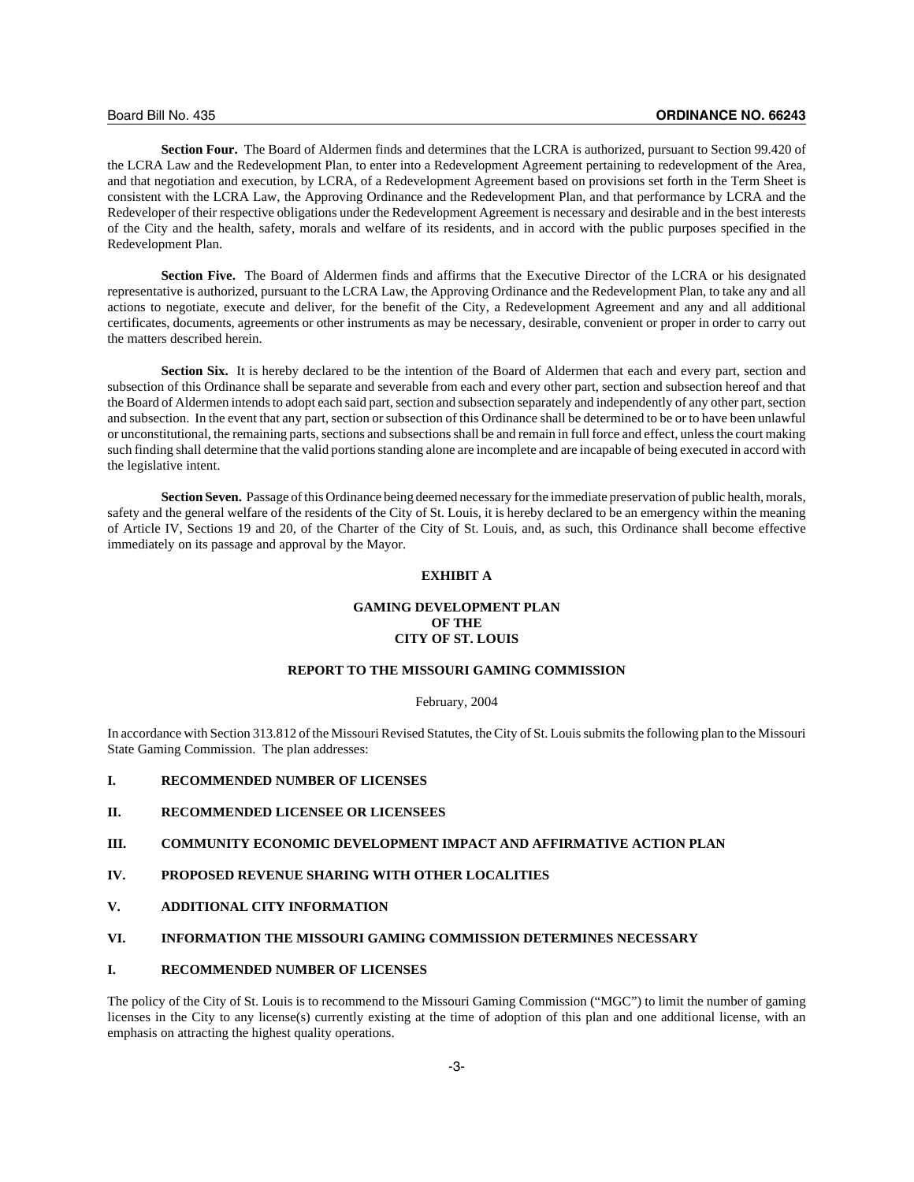**Section Four.** The Board of Aldermen finds and determines that the LCRA is authorized, pursuant to Section 99.420 of the LCRA Law and the Redevelopment Plan, to enter into a Redevelopment Agreement pertaining to redevelopment of the Area, and that negotiation and execution, by LCRA, of a Redevelopment Agreement based on provisions set forth in the Term Sheet is consistent with the LCRA Law, the Approving Ordinance and the Redevelopment Plan, and that performance by LCRA and the Redeveloper of their respective obligations under the Redevelopment Agreement is necessary and desirable and in the best interests of the City and the health, safety, morals and welfare of its residents, and in accord with the public purposes specified in the Redevelopment Plan.

**Section Five.** The Board of Aldermen finds and affirms that the Executive Director of the LCRA or his designated representative is authorized, pursuant to the LCRA Law, the Approving Ordinance and the Redevelopment Plan, to take any and all actions to negotiate, execute and deliver, for the benefit of the City, a Redevelopment Agreement and any and all additional certificates, documents, agreements or other instruments as may be necessary, desirable, convenient or proper in order to carry out the matters described herein.

**Section Six.** It is hereby declared to be the intention of the Board of Aldermen that each and every part, section and subsection of this Ordinance shall be separate and severable from each and every other part, section and subsection hereof and that the Board of Aldermen intends to adopt each said part, section and subsection separately and independently of any other part, section and subsection. In the event that any part, section or subsection of this Ordinance shall be determined to be or to have been unlawful or unconstitutional, the remaining parts, sections and subsections shall be and remain in full force and effect, unless the court making such finding shall determine that the valid portions standing alone are incomplete and are incapable of being executed in accord with the legislative intent.

**Section Seven.** Passage of this Ordinance being deemed necessary for the immediate preservation of public health, morals, safety and the general welfare of the residents of the City of St. Louis, it is hereby declared to be an emergency within the meaning of Article IV, Sections 19 and 20, of the Charter of the City of St. Louis, and, as such, this Ordinance shall become effective immediately on its passage and approval by the Mayor.

**EXHIBIT A**

**GAMING DEVELOPMENT PLAN**
**OF THE**
**CITY OF ST. LOUIS**

**REPORT TO THE MISSOURI GAMING COMMISSION**

February, 2004

In accordance with Section 313.812 of the Missouri Revised Statutes, the City of St. Louis submits the following plan to the Missouri State Gaming Commission. The plan addresses:

**I. RECOMMENDED NUMBER OF LICENSES**

**II. RECOMMENDED LICENSEE OR LICENSEES**

**III. COMMUNITY ECONOMIC DEVELOPMENT IMPACT AND AFFIRMATIVE ACTION PLAN**

**IV. PROPOSED REVENUE SHARING WITH OTHER LOCALITIES**

**V. ADDITIONAL CITY INFORMATION**

**VI. INFORMATION THE MISSOURI GAMING COMMISSION DETERMINES NECESSARY**

## I. RECOMMENDED NUMBER OF LICENSES

The policy of the City of St. Louis is to recommend to the Missouri Gaming Commission ("MGC") to limit the number of gaming licenses in the City to any license(s) currently existing at the time of adoption of this plan and one additional license, with an emphasis on attracting the highest quality operations.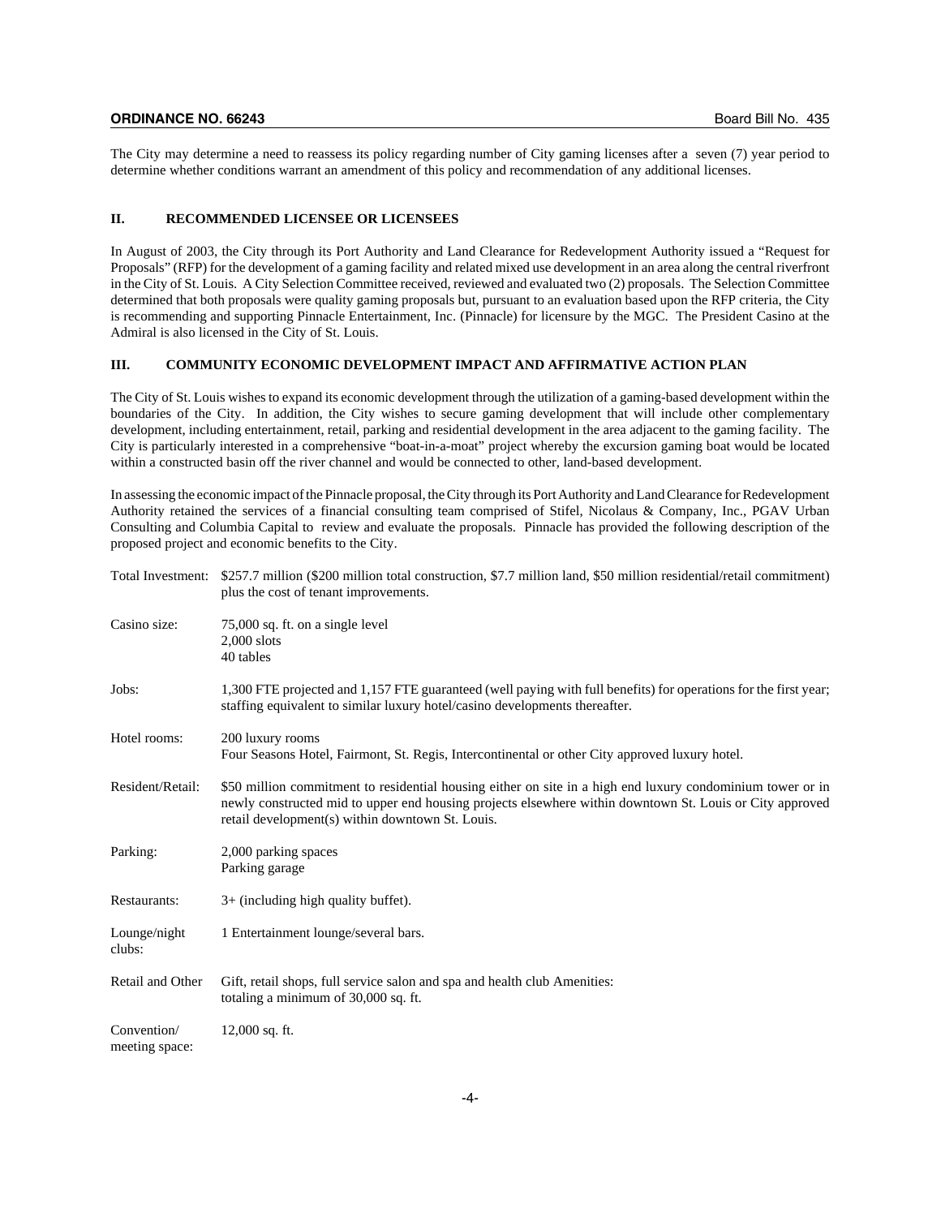The City may determine a need to reassess its policy regarding number of City gaming licenses after a seven (7) year period to determine whether conditions warrant an amendment of this policy and recommendation of any additional licenses.

## II. RECOMMENDED LICENSEE OR LICENSEES

In August of 2003, the City through its Port Authority and Land Clearance for Redevelopment Authority issued a "Request for Proposals" (RFP) for the development of a gaming facility and related mixed use development in an area along the central riverfront in the City of St. Louis. A City Selection Committee received, reviewed and evaluated two (2) proposals. The Selection Committee determined that both proposals were quality gaming proposals but, pursuant to an evaluation based upon the RFP criteria, the City is recommending and supporting Pinnacle Entertainment, Inc. (Pinnacle) for licensure by the MGC. The President Casino at the Admiral is also licensed in the City of St. Louis.

## III. COMMUNITY ECONOMIC DEVELOPMENT IMPACT AND AFFIRMATIVE ACTION PLAN

The City of St. Louis wishes to expand its economic development through the utilization of a gaming-based development within the boundaries of the City. In addition, the City wishes to secure gaming development that will include other complementary development, including entertainment, retail, parking and residential development in the area adjacent to the gaming facility. The City is particularly interested in a comprehensive "boat-in-a-moat" project whereby the excursion gaming boat would be located within a constructed basin off the river channel and would be connected to other, land-based development.

In assessing the economic impact of the Pinnacle proposal, the City through its Port Authority and Land Clearance for Redevelopment Authority retained the services of a financial consulting team comprised of Stifel, Nicolaus & Company, Inc., PGAV Urban Consulting and Columbia Capital to review and evaluate the proposals. Pinnacle has provided the following description of the proposed project and economic benefits to the City.

| | |
|---|---|
| Total Investment: | $257.7 million ($200 million total construction, $7.7 million land, $50 million residential/retail commitment) plus the cost of tenant improvements. |
| Casino size: | 75,000 sq. ft. on a single level<br>2,000 slots<br>40 tables |
| Jobs: | 1,300 FTE projected and 1,157 FTE guaranteed (well paying with full benefits) for operations for the first year; staffing equivalent to similar luxury hotel/casino developments thereafter. |
| Hotel rooms: | 200 luxury rooms<br>Four Seasons Hotel, Fairmont, St. Regis, Intercontinental or other City approved luxury hotel. |
| Resident/Retail: | $50 million commitment to residential housing either on site in a high end luxury condominium tower or in newly constructed mid to upper end housing projects elsewhere within downtown St. Louis or City approved retail development(s) within downtown St. Louis. |
| Parking: | 2,000 parking spaces<br>Parking garage |
| Restaurants: | 3+ (including high quality buffet). |
| Lounge/night clubs: | 1 Entertainment lounge/several bars. |
| Retail and Other | Gift, retail shops, full service salon and spa and health club Amenities: totaling a minimum of 30,000 sq. ft. |
| Convention/ meeting space: | 12,000 sq. ft. |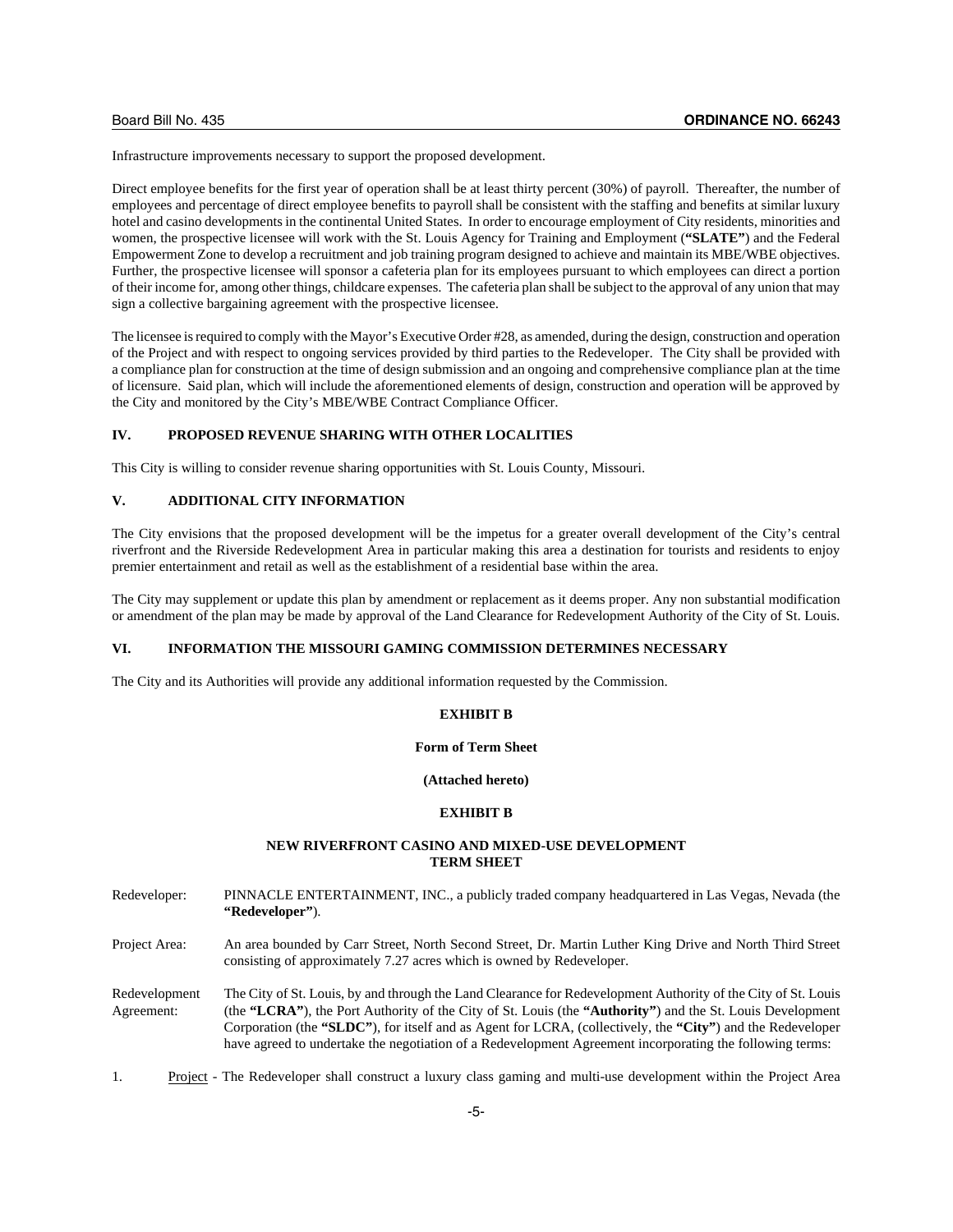Infrastructure improvements necessary to support the proposed development.

Direct employee benefits for the first year of operation shall be at least thirty percent (30%) of payroll. Thereafter, the number of employees and percentage of direct employee benefits to payroll shall be consistent with the staffing and benefits at similar luxury hotel and casino developments in the continental United States. In order to encourage employment of City residents, minorities and women, the prospective licensee will work with the St. Louis Agency for Training and Employment (**"SLATE"**) and the Federal Empowerment Zone to develop a recruitment and job training program designed to achieve and maintain its MBE/WBE objectives. Further, the prospective licensee will sponsor a cafeteria plan for its employees pursuant to which employees can direct a portion of their income for, among other things, childcare expenses. The cafeteria plan shall be subject to the approval of any union that may sign a collective bargaining agreement with the prospective licensee.

The licensee is required to comply with the Mayor's Executive Order #28, as amended, during the design, construction and operation of the Project and with respect to ongoing services provided by third parties to the Redeveloper. The City shall be provided with a compliance plan for construction at the time of design submission and an ongoing and comprehensive compliance plan at the time of licensure. Said plan, which will include the aforementioned elements of design, construction and operation will be approved by the City and monitored by the City's MBE/WBE Contract Compliance Officer.

## IV. PROPOSED REVENUE SHARING WITH OTHER LOCALITIES

This City is willing to consider revenue sharing opportunities with St. Louis County, Missouri.

## V. ADDITIONAL CITY INFORMATION

The City envisions that the proposed development will be the impetus for a greater overall development of the City's central riverfront and the Riverside Redevelopment Area in particular making this area a destination for tourists and residents to enjoy premier entertainment and retail as well as the establishment of a residential base within the area.

The City may supplement or update this plan by amendment or replacement as it deems proper. Any non substantial modification or amendment of the plan may be made by approval of the Land Clearance for Redevelopment Authority of the City of St. Louis.

## VI. INFORMATION THE MISSOURI GAMING COMMISSION DETERMINES NECESSARY

The City and its Authorities will provide any additional information requested by the Commission.

**EXHIBIT B**

**Form of Term Sheet**

**(Attached hereto)**

**EXHIBIT B**

**NEW RIVERFRONT CASINO AND MIXED-USE DEVELOPMENT TERM SHEET**

Redeveloper: PINNACLE ENTERTAINMENT, INC., a publicly traded company headquartered in Las Vegas, Nevada (the **"Redeveloper"**).

Project Area: An area bounded by Carr Street, North Second Street, Dr. Martin Luther King Drive and North Third Street consisting of approximately 7.27 acres which is owned by Redeveloper.

Redevelopment Agreement: The City of St. Louis, by and through the Land Clearance for Redevelopment Authority of the City of St. Louis (the **"LCRA"**), the Port Authority of the City of St. Louis (the **"Authority"**) and the St. Louis Development Corporation (the **"SLDC"**), for itself and as Agent for LCRA, (collectively, the **"City"**) and the Redeveloper have agreed to undertake the negotiation of a Redevelopment Agreement incorporating the following terms:

1. Project - The Redeveloper shall construct a luxury class gaming and multi-use development within the Project Area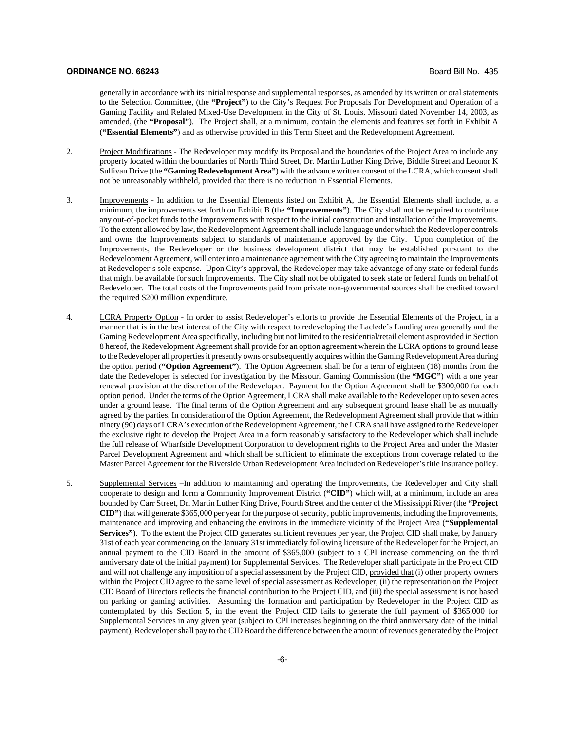generally in accordance with its initial response and supplemental responses, as amended by its written or oral statements to the Selection Committee, (the **"Project"**) to the City's Request For Proposals For Development and Operation of a Gaming Facility and Related Mixed-Use Development in the City of St. Louis, Missouri dated November 14, 2003, as amended, (the **"Proposal"**). The Project shall, at a minimum, contain the elements and features set forth in Exhibit A (**"Essential Elements"**) and as otherwise provided in this Term Sheet and the Redevelopment Agreement.

2. Project Modifications - The Redeveloper may modify its Proposal and the boundaries of the Project Area to include any property located within the boundaries of North Third Street, Dr. Martin Luther King Drive, Biddle Street and Leonor K Sullivan Drive (the **"Gaming Redevelopment Area"**) with the advance written consent of the LCRA, which consent shall not be unreasonably withheld, provided that there is no reduction in Essential Elements.

3. Improvements - In addition to the Essential Elements listed on Exhibit A, the Essential Elements shall include, at a minimum, the improvements set forth on Exhibit B (the **"Improvements"**). The City shall not be required to contribute any out-of-pocket funds to the Improvements with respect to the initial construction and installation of the Improvements. To the extent allowed by law, the Redevelopment Agreement shall include language under which the Redeveloper controls and owns the Improvements subject to standards of maintenance approved by the City. Upon completion of the Improvements, the Redeveloper or the business development district that may be established pursuant to the Redevelopment Agreement, will enter into a maintenance agreement with the City agreeing to maintain the Improvements at Redeveloper's sole expense. Upon City's approval, the Redeveloper may take advantage of any state or federal funds that might be available for such Improvements. The City shall not be obligated to seek state or federal funds on behalf of Redeveloper. The total costs of the Improvements paid from private non-governmental sources shall be credited toward the required $200 million expenditure.

4. LCRA Property Option - In order to assist Redeveloper's efforts to provide the Essential Elements of the Project, in a manner that is in the best interest of the City with respect to redeveloping the Laclede's Landing area generally and the Gaming Redevelopment Area specifically, including but not limited to the residential/retail element as provided in Section 8 hereof, the Redevelopment Agreement shall provide for an option agreement wherein the LCRA options to ground lease to the Redeveloper all properties it presently owns or subsequently acquires within the Gaming Redevelopment Area during the option period (**"Option Agreement"**). The Option Agreement shall be for a term of eighteen (18) months from the date the Redeveloper is selected for investigation by the Missouri Gaming Commission (the **"MGC"**) with a one year renewal provision at the discretion of the Redeveloper. Payment for the Option Agreement shall be $300,000 for each option period. Under the terms of the Option Agreement, LCRA shall make available to the Redeveloper up to seven acres under a ground lease. The final terms of the Option Agreement and any subsequent ground lease shall be as mutually agreed by the parties. In consideration of the Option Agreement, the Redevelopment Agreement shall provide that within ninety (90) days of LCRA's execution of the Redevelopment Agreement, the LCRA shall have assigned to the Redeveloper the exclusive right to develop the Project Area in a form reasonably satisfactory to the Redeveloper which shall include the full release of Wharfside Development Corporation to development rights to the Project Area and under the Master Parcel Development Agreement and which shall be sufficient to eliminate the exceptions from coverage related to the Master Parcel Agreement for the Riverside Urban Redevelopment Area included on Redeveloper's title insurance policy.

5. Supplemental Services –In addition to maintaining and operating the Improvements, the Redeveloper and City shall cooperate to design and form a Community Improvement District (**"CID"**) which will, at a minimum, include an area bounded by Carr Street, Dr. Martin Luther King Drive, Fourth Street and the center of the Mississippi River (the **"Project CID"**) that will generate $365,000 per year for the purpose of security, public improvements, including the Improvements, maintenance and improving and enhancing the environs in the immediate vicinity of the Project Area (**"Supplemental Services"**). To the extent the Project CID generates sufficient revenues per year, the Project CID shall make, by January 31st of each year commencing on the January 31st immediately following licensure of the Redeveloper for the Project, an annual payment to the CID Board in the amount of $365,000 (subject to a CPI increase commencing on the third anniversary date of the initial payment) for Supplemental Services. The Redeveloper shall participate in the Project CID and will not challenge any imposition of a special assessment by the Project CID, provided that (i) other property owners within the Project CID agree to the same level of special assessment as Redeveloper, (ii) the representation on the Project CID Board of Directors reflects the financial contribution to the Project CID, and (iii) the special assessment is not based on parking or gaming activities. Assuming the formation and participation by Redeveloper in the Project CID as contemplated by this Section 5, in the event the Project CID fails to generate the full payment of $365,000 for Supplemental Services in any given year (subject to CPI increases beginning on the third anniversary date of the initial payment), Redeveloper shall pay to the CID Board the difference between the amount of revenues generated by the Project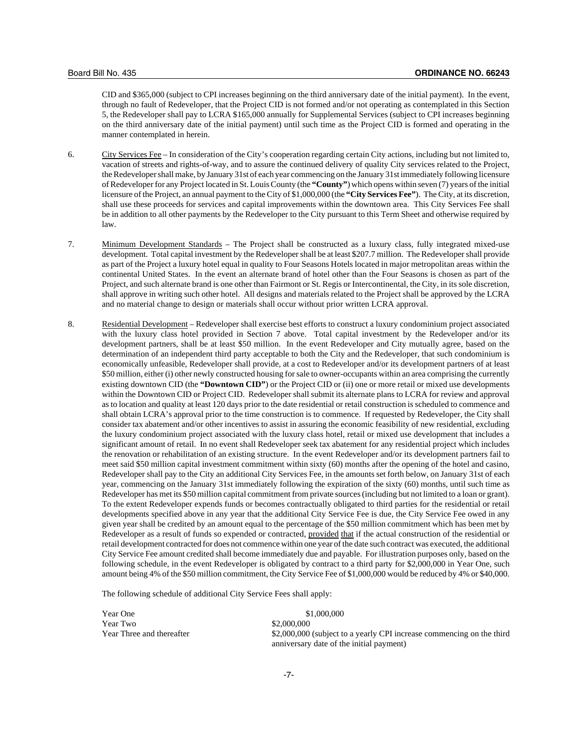CID and $365,000 (subject to CPI increases beginning on the third anniversary date of the initial payment). In the event, through no fault of Redeveloper, that the Project CID is not formed and/or not operating as contemplated in this Section 5, the Redeveloper shall pay to LCRA $165,000 annually for Supplemental Services (subject to CPI increases beginning on the third anniversary date of the initial payment) until such time as the Project CID is formed and operating in the manner contemplated in herein.

6. City Services Fee – In consideration of the City's cooperation regarding certain City actions, including but not limited to, vacation of streets and rights-of-way, and to assure the continued delivery of quality City services related to the Project, the Redeveloper shall make, by January 31st of each year commencing on the January 31st immediately following licensure of Redeveloper for any Project located in St. Louis County (the **"County"**) which opens within seven (7) years of the initial licensure of the Project, an annual payment to the City of $1,000,000 (the **"City Services Fee"**). The City, at its discretion, shall use these proceeds for services and capital improvements within the downtown area. This City Services Fee shall be in addition to all other payments by the Redeveloper to the City pursuant to this Term Sheet and otherwise required by law.

7. Minimum Development Standards – The Project shall be constructed as a luxury class, fully integrated mixed-use development. Total capital investment by the Redeveloper shall be at least $207.7 million. The Redeveloper shall provide as part of the Project a luxury hotel equal in quality to Four Seasons Hotels located in major metropolitan areas within the continental United States. In the event an alternate brand of hotel other than the Four Seasons is chosen as part of the Project, and such alternate brand is one other than Fairmont or St. Regis or Intercontinental, the City, in its sole discretion, shall approve in writing such other hotel. All designs and materials related to the Project shall be approved by the LCRA and no material change to design or materials shall occur without prior written LCRA approval.

8. Residential Development – Redeveloper shall exercise best efforts to construct a luxury condominium project associated with the luxury class hotel provided in Section 7 above. Total capital investment by the Redeveloper and/or its development partners, shall be at least $50 million. In the event Redeveloper and City mutually agree, based on the determination of an independent third party acceptable to both the City and the Redeveloper, that such condominium is economically unfeasible, Redeveloper shall provide, at a cost to Redeveloper and/or its development partners of at least $50 million, either (i) other newly constructed housing for sale to owner-occupants within an area comprising the currently existing downtown CID (the **"Downtown CID"**) or the Project CID or (ii) one or more retail or mixed use developments within the Downtown CID or Project CID. Redeveloper shall submit its alternate plans to LCRA for review and approval as to location and quality at least 120 days prior to the date residential or retail construction is scheduled to commence and shall obtain LCRA's approval prior to the time construction is to commence. If requested by Redeveloper, the City shall consider tax abatement and/or other incentives to assist in assuring the economic feasibility of new residential, excluding the luxury condominium project associated with the luxury class hotel, retail or mixed use development that includes a significant amount of retail. In no event shall Redeveloper seek tax abatement for any residential project which includes the renovation or rehabilitation of an existing structure. In the event Redeveloper and/or its development partners fail to meet said $50 million capital investment commitment within sixty (60) months after the opening of the hotel and casino, Redeveloper shall pay to the City an additional City Services Fee, in the amounts set forth below, on January 31st of each year, commencing on the January 31st immediately following the expiration of the sixty (60) months, until such time as Redeveloper has met its $50 million capital commitment from private sources (including but not limited to a loan or grant). To the extent Redeveloper expends funds or becomes contractually obligated to third parties for the residential or retail developments specified above in any year that the additional City Service Fee is due, the City Service Fee owed in any given year shall be credited by an amount equal to the percentage of the $50 million commitment which has been met by Redeveloper as a result of funds so expended or contracted, provided that if the actual construction of the residential or retail development contracted for does not commence within one year of the date such contract was executed, the additional City Service Fee amount credited shall become immediately due and payable. For illustration purposes only, based on the following schedule, in the event Redeveloper is obligated by contract to a third party for $2,000,000 in Year One, such amount being 4% of the $50 million commitment, the City Service Fee of $1,000,000 would be reduced by 4% or $40,000.

The following schedule of additional City Service Fees shall apply:

| | |
|---|---|
| Year One | $1,000,000 |
| Year Two | $2,000,000 |
| Year Three and thereafter | $2,000,000 (subject to a yearly CPI increase commencing on the third anniversary date of the initial payment) |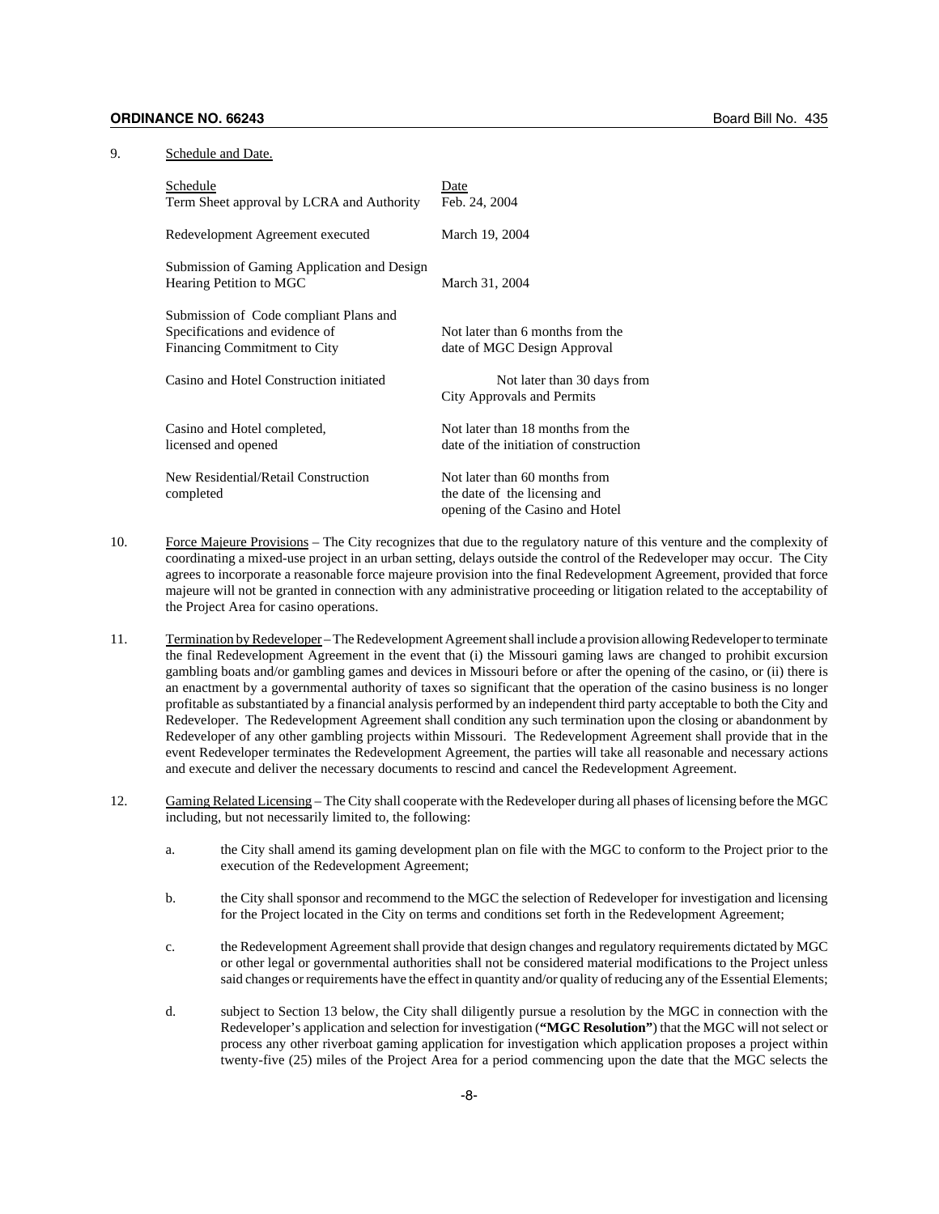9. Schedule and Date.

| Schedule | Date |
|---|---|
| Term Sheet approval by LCRA and Authority | Feb. 24, 2004 |
| Redevelopment Agreement executed | March 19, 2004 |
| Submission of Gaming Application and Design Hearing Petition to MGC | March 31, 2004 |
| Submission of Code compliant Plans and Specifications and evidence of Financing Commitment to City | Not later than 6 months from the date of MGC Design Approval |
| Casino and Hotel Construction initiated | Not later than 30 days from City Approvals and Permits |
| Casino and Hotel completed, licensed and opened | Not later than 18 months from the date of the initiation of construction |
| New Residential/Retail Construction completed | Not later than 60 months from the date of the licensing and opening of the Casino and Hotel |

10. Force Majeure Provisions – The City recognizes that due to the regulatory nature of this venture and the complexity of coordinating a mixed-use project in an urban setting, delays outside the control of the Redeveloper may occur. The City agrees to incorporate a reasonable force majeure provision into the final Redevelopment Agreement, provided that force majeure will not be granted in connection with any administrative proceeding or litigation related to the acceptability of the Project Area for casino operations.

11. Termination by Redeveloper – The Redevelopment Agreement shall include a provision allowing Redeveloper to terminate the final Redevelopment Agreement in the event that (i) the Missouri gaming laws are changed to prohibit excursion gambling boats and/or gambling games and devices in Missouri before or after the opening of the casino, or (ii) there is an enactment by a governmental authority of taxes so significant that the operation of the casino business is no longer profitable as substantiated by a financial analysis performed by an independent third party acceptable to both the City and Redeveloper. The Redevelopment Agreement shall condition any such termination upon the closing or abandonment by Redeveloper of any other gambling projects within Missouri. The Redevelopment Agreement shall provide that in the event Redeveloper terminates the Redevelopment Agreement, the parties will take all reasonable and necessary actions and execute and deliver the necessary documents to rescind and cancel the Redevelopment Agreement.

12. Gaming Related Licensing – The City shall cooperate with the Redeveloper during all phases of licensing before the MGC including, but not necessarily limited to, the following:

   a. the City shall amend its gaming development plan on file with the MGC to conform to the Project prior to the execution of the Redevelopment Agreement;

   b. the City shall sponsor and recommend to the MGC the selection of Redeveloper for investigation and licensing for the Project located in the City on terms and conditions set forth in the Redevelopment Agreement;

   c. the Redevelopment Agreement shall provide that design changes and regulatory requirements dictated by MGC or other legal or governmental authorities shall not be considered material modifications to the Project unless said changes or requirements have the effect in quantity and/or quality of reducing any of the Essential Elements;

   d. subject to Section 13 below, the City shall diligently pursue a resolution by the MGC in connection with the Redeveloper's application and selection for investigation (**"MGC Resolution"**) that the MGC will not select or process any other riverboat gaming application for investigation which application proposes a project within twenty-five (25) miles of the Project Area for a period commencing upon the date that the MGC selects the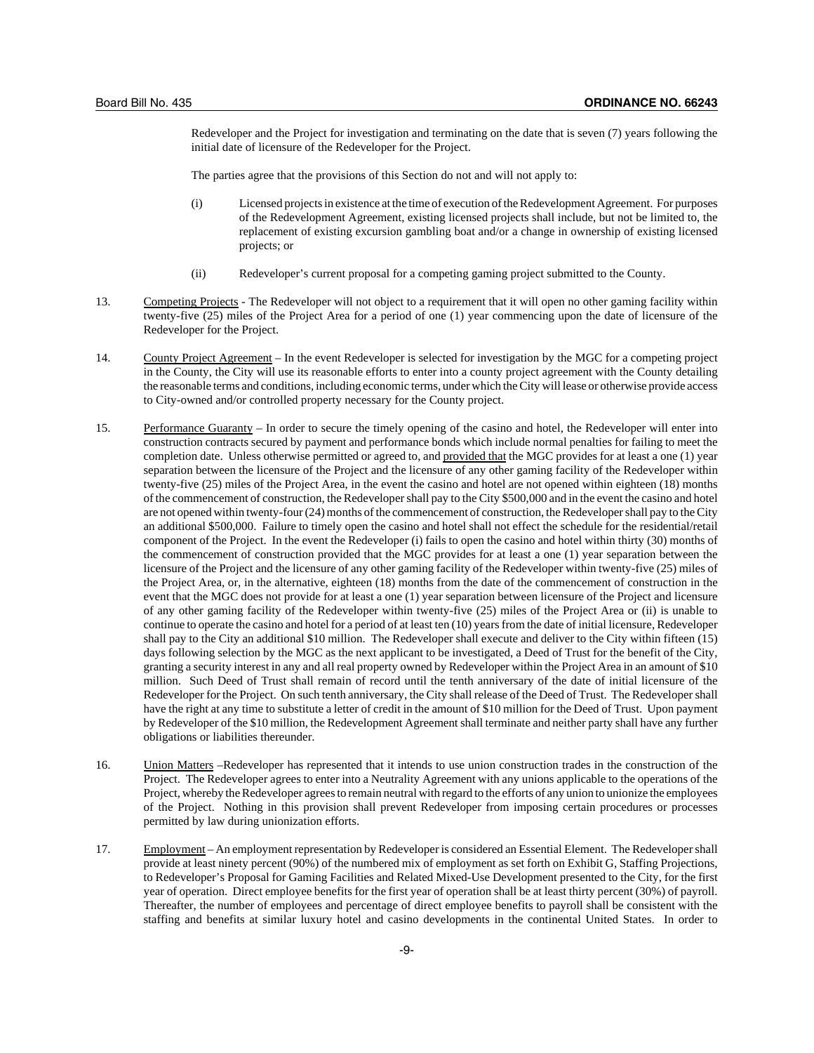Redeveloper and the Project for investigation and terminating on the date that is seven (7) years following the initial date of licensure of the Redeveloper for the Project.

The parties agree that the provisions of this Section do not and will not apply to:

(i) Licensed projects in existence at the time of execution of the Redevelopment Agreement. For purposes of the Redevelopment Agreement, existing licensed projects shall include, but not be limited to, the replacement of existing excursion gambling boat and/or a change in ownership of existing licensed projects; or

(ii) Redeveloper's current proposal for a competing gaming project submitted to the County.

13. Competing Projects - The Redeveloper will not object to a requirement that it will open no other gaming facility within twenty-five (25) miles of the Project Area for a period of one (1) year commencing upon the date of licensure of the Redeveloper for the Project.

14. County Project Agreement – In the event Redeveloper is selected for investigation by the MGC for a competing project in the County, the City will use its reasonable efforts to enter into a county project agreement with the County detailing the reasonable terms and conditions, including economic terms, under which the City will lease or otherwise provide access to City-owned and/or controlled property necessary for the County project.

15. Performance Guaranty – In order to secure the timely opening of the casino and hotel, the Redeveloper will enter into construction contracts secured by payment and performance bonds which include normal penalties for failing to meet the completion date. Unless otherwise permitted or agreed to, and provided that the MGC provides for at least a one (1) year separation between the licensure of the Project and the licensure of any other gaming facility of the Redeveloper within twenty-five (25) miles of the Project Area, in the event the casino and hotel are not opened within eighteen (18) months of the commencement of construction, the Redeveloper shall pay to the City $500,000 and in the event the casino and hotel are not opened within twenty-four (24) months of the commencement of construction, the Redeveloper shall pay to the City an additional $500,000. Failure to timely open the casino and hotel shall not effect the schedule for the residential/retail component of the Project. In the event the Redeveloper (i) fails to open the casino and hotel within thirty (30) months of the commencement of construction provided that the MGC provides for at least a one (1) year separation between the licensure of the Project and the licensure of any other gaming facility of the Redeveloper within twenty-five (25) miles of the Project Area, or, in the alternative, eighteen (18) months from the date of the commencement of construction in the event that the MGC does not provide for at least a one (1) year separation between licensure of the Project and licensure of any other gaming facility of the Redeveloper within twenty-five (25) miles of the Project Area or (ii) is unable to continue to operate the casino and hotel for a period of at least ten (10) years from the date of initial licensure, Redeveloper shall pay to the City an additional $10 million. The Redeveloper shall execute and deliver to the City within fifteen (15) days following selection by the MGC as the next applicant to be investigated, a Deed of Trust for the benefit of the City, granting a security interest in any and all real property owned by Redeveloper within the Project Area in an amount of $10 million. Such Deed of Trust shall remain of record until the tenth anniversary of the date of initial licensure of the Redeveloper for the Project. On such tenth anniversary, the City shall release of the Deed of Trust. The Redeveloper shall have the right at any time to substitute a letter of credit in the amount of $10 million for the Deed of Trust. Upon payment by Redeveloper of the $10 million, the Redevelopment Agreement shall terminate and neither party shall have any further obligations or liabilities thereunder.

16. Union Matters –Redeveloper has represented that it intends to use union construction trades in the construction of the Project. The Redeveloper agrees to enter into a Neutrality Agreement with any unions applicable to the operations of the Project, whereby the Redeveloper agrees to remain neutral with regard to the efforts of any union to unionize the employees of the Project. Nothing in this provision shall prevent Redeveloper from imposing certain procedures or processes permitted by law during unionization efforts.

17. Employment – An employment representation by Redeveloper is considered an Essential Element. The Redeveloper shall provide at least ninety percent (90%) of the numbered mix of employment as set forth on Exhibit G, Staffing Projections, to Redeveloper's Proposal for Gaming Facilities and Related Mixed-Use Development presented to the City, for the first year of operation. Direct employee benefits for the first year of operation shall be at least thirty percent (30%) of payroll. Thereafter, the number of employees and percentage of direct employee benefits to payroll shall be consistent with the staffing and benefits at similar luxury hotel and casino developments in the continental United States. In order to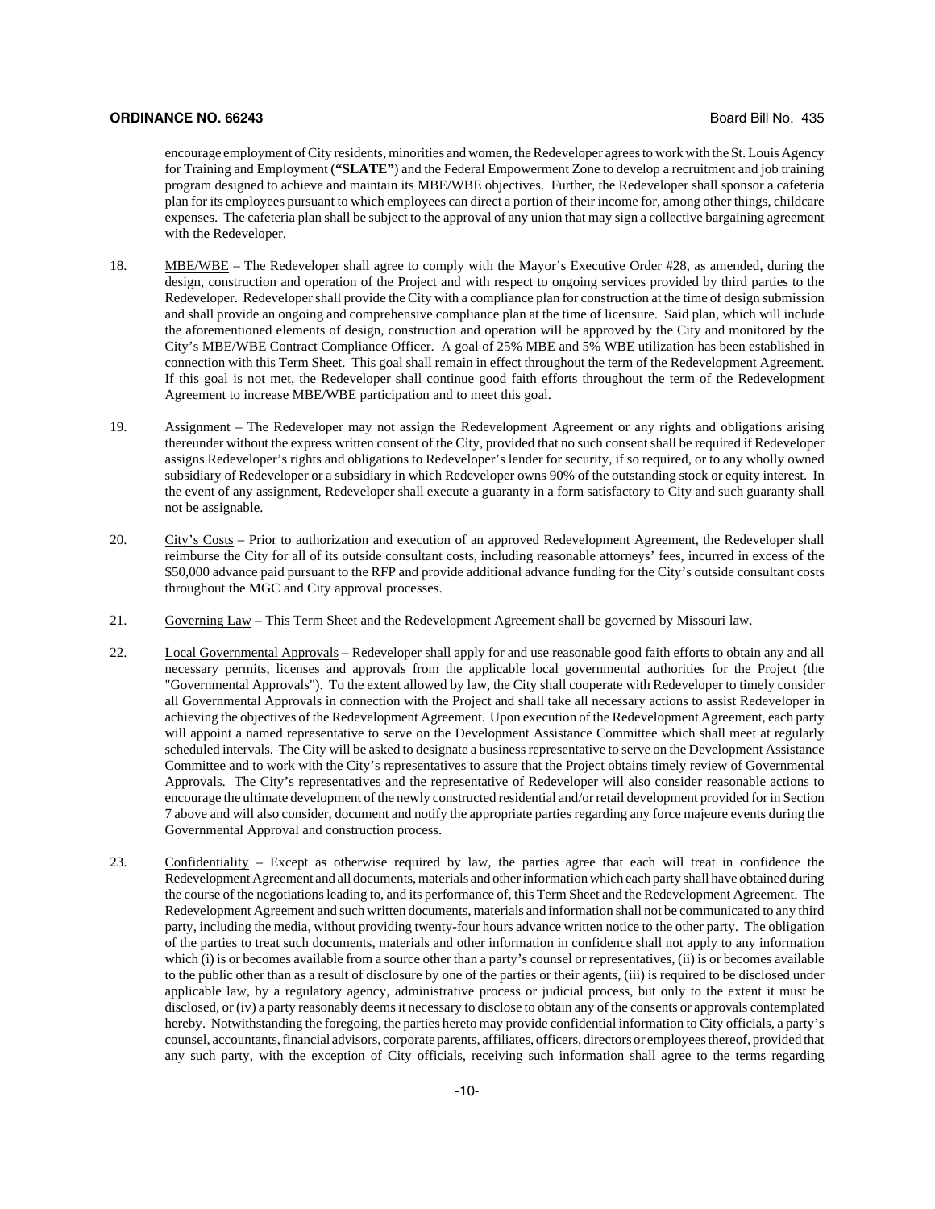encourage employment of City residents, minorities and women, the Redeveloper agrees to work with the St. Louis Agency for Training and Employment (**"SLATE"**) and the Federal Empowerment Zone to develop a recruitment and job training program designed to achieve and maintain its MBE/WBE objectives. Further, the Redeveloper shall sponsor a cafeteria plan for its employees pursuant to which employees can direct a portion of their income for, among other things, childcare expenses. The cafeteria plan shall be subject to the approval of any union that may sign a collective bargaining agreement with the Redeveloper.

18. MBE/WBE – The Redeveloper shall agree to comply with the Mayor's Executive Order #28, as amended, during the design, construction and operation of the Project and with respect to ongoing services provided by third parties to the Redeveloper. Redeveloper shall provide the City with a compliance plan for construction at the time of design submission and shall provide an ongoing and comprehensive compliance plan at the time of licensure. Said plan, which will include the aforementioned elements of design, construction and operation will be approved by the City and monitored by the City's MBE/WBE Contract Compliance Officer. A goal of 25% MBE and 5% WBE utilization has been established in connection with this Term Sheet. This goal shall remain in effect throughout the term of the Redevelopment Agreement. If this goal is not met, the Redeveloper shall continue good faith efforts throughout the term of the Redevelopment Agreement to increase MBE/WBE participation and to meet this goal.

19. Assignment – The Redeveloper may not assign the Redevelopment Agreement or any rights and obligations arising thereunder without the express written consent of the City, provided that no such consent shall be required if Redeveloper assigns Redeveloper's rights and obligations to Redeveloper's lender for security, if so required, or to any wholly owned subsidiary of Redeveloper or a subsidiary in which Redeveloper owns 90% of the outstanding stock or equity interest. In the event of any assignment, Redeveloper shall execute a guaranty in a form satisfactory to City and such guaranty shall not be assignable.

20. City's Costs – Prior to authorization and execution of an approved Redevelopment Agreement, the Redeveloper shall reimburse the City for all of its outside consultant costs, including reasonable attorneys' fees, incurred in excess of the $50,000 advance paid pursuant to the RFP and provide additional advance funding for the City's outside consultant costs throughout the MGC and City approval processes.

21. Governing Law – This Term Sheet and the Redevelopment Agreement shall be governed by Missouri law.

22. Local Governmental Approvals – Redeveloper shall apply for and use reasonable good faith efforts to obtain any and all necessary permits, licenses and approvals from the applicable local governmental authorities for the Project (the "Governmental Approvals"). To the extent allowed by law, the City shall cooperate with Redeveloper to timely consider all Governmental Approvals in connection with the Project and shall take all necessary actions to assist Redeveloper in achieving the objectives of the Redevelopment Agreement. Upon execution of the Redevelopment Agreement, each party will appoint a named representative to serve on the Development Assistance Committee which shall meet at regularly scheduled intervals. The City will be asked to designate a business representative to serve on the Development Assistance Committee and to work with the City's representatives to assure that the Project obtains timely review of Governmental Approvals. The City's representatives and the representative of Redeveloper will also consider reasonable actions to encourage the ultimate development of the newly constructed residential and/or retail development provided for in Section 7 above and will also consider, document and notify the appropriate parties regarding any force majeure events during the Governmental Approval and construction process.

23. Confidentiality – Except as otherwise required by law, the parties agree that each will treat in confidence the Redevelopment Agreement and all documents, materials and other information which each party shall have obtained during the course of the negotiations leading to, and its performance of, this Term Sheet and the Redevelopment Agreement. The Redevelopment Agreement and such written documents, materials and information shall not be communicated to any third party, including the media, without providing twenty-four hours advance written notice to the other party. The obligation of the parties to treat such documents, materials and other information in confidence shall not apply to any information which (i) is or becomes available from a source other than a party's counsel or representatives, (ii) is or becomes available to the public other than as a result of disclosure by one of the parties or their agents, (iii) is required to be disclosed under applicable law, by a regulatory agency, administrative process or judicial process, but only to the extent it must be disclosed, or (iv) a party reasonably deems it necessary to disclose to obtain any of the consents or approvals contemplated hereby. Notwithstanding the foregoing, the parties hereto may provide confidential information to City officials, a party's counsel, accountants, financial advisors, corporate parents, affiliates, officers, directors or employees thereof, provided that any such party, with the exception of City officials, receiving such information shall agree to the terms regarding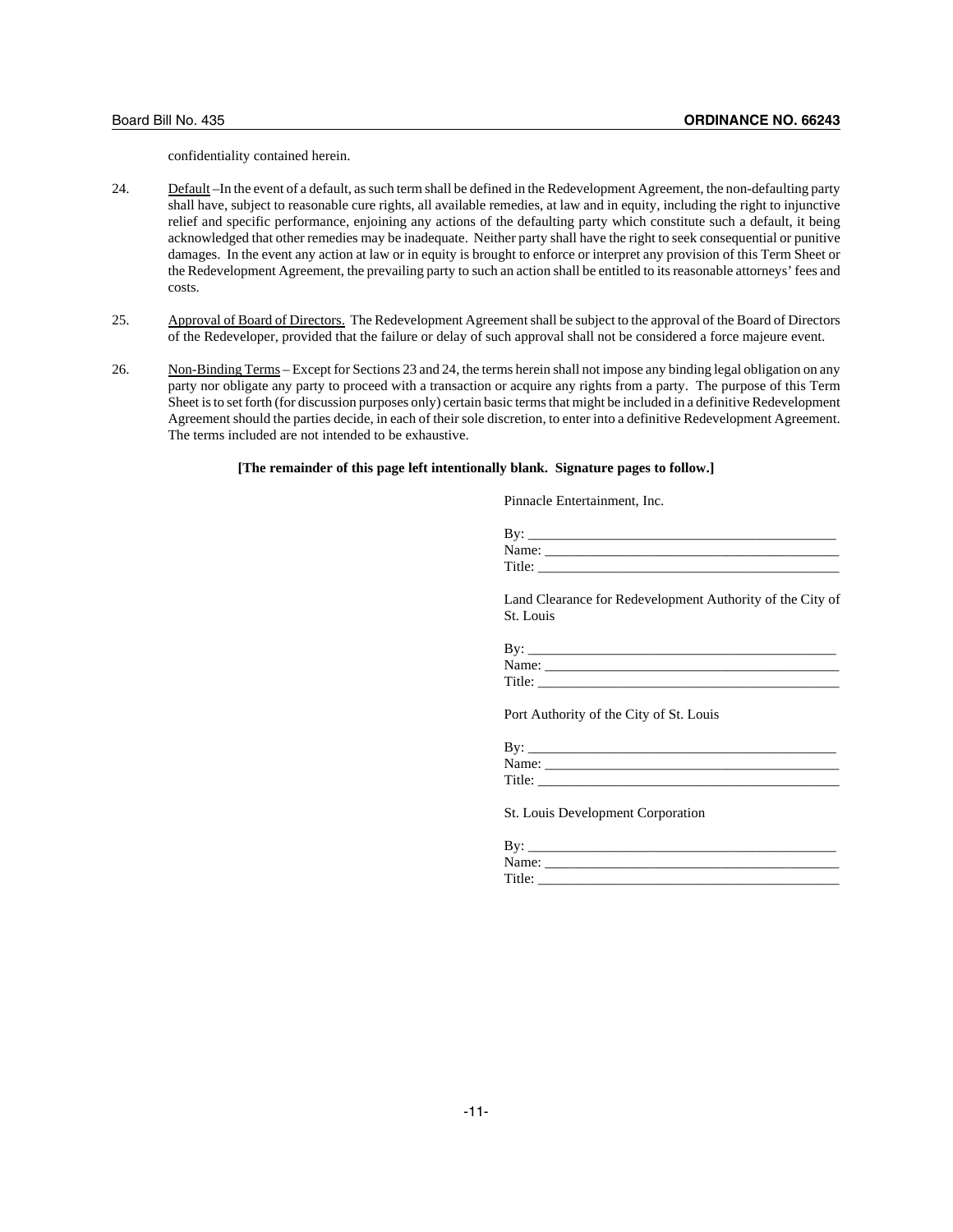confidentiality contained herein.

24. Default –In the event of a default, as such term shall be defined in the Redevelopment Agreement, the non-defaulting party shall have, subject to reasonable cure rights, all available remedies, at law and in equity, including the right to injunctive relief and specific performance, enjoining any actions of the defaulting party which constitute such a default, it being acknowledged that other remedies may be inadequate. Neither party shall have the right to seek consequential or punitive damages. In the event any action at law or in equity is brought to enforce or interpret any provision of this Term Sheet or the Redevelopment Agreement, the prevailing party to such an action shall be entitled to its reasonable attorneys' fees and costs.

25. Approval of Board of Directors. The Redevelopment Agreement shall be subject to the approval of the Board of Directors of the Redeveloper, provided that the failure or delay of such approval shall not be considered a force majeure event.

26. Non-Binding Terms – Except for Sections 23 and 24, the terms herein shall not impose any binding legal obligation on any party nor obligate any party to proceed with a transaction or acquire any rights from a party. The purpose of this Term Sheet is to set forth (for discussion purposes only) certain basic terms that might be included in a definitive Redevelopment Agreement should the parties decide, in each of their sole discretion, to enter into a definitive Redevelopment Agreement. The terms included are not intended to be exhaustive.

**[The remainder of this page left intentionally blank. Signature pages to follow.]**

Pinnacle Entertainment, Inc.

By: ____________________________________________
Name: __________________________________________
Title: ___________________________________________

Land Clearance for Redevelopment Authority of the City of St. Louis

By: ____________________________________________
Name: __________________________________________
Title: ___________________________________________

Port Authority of the City of St. Louis

By: ____________________________________________
Name: __________________________________________
Title: ___________________________________________

St. Louis Development Corporation

By: ____________________________________________
Name: __________________________________________
Title: ___________________________________________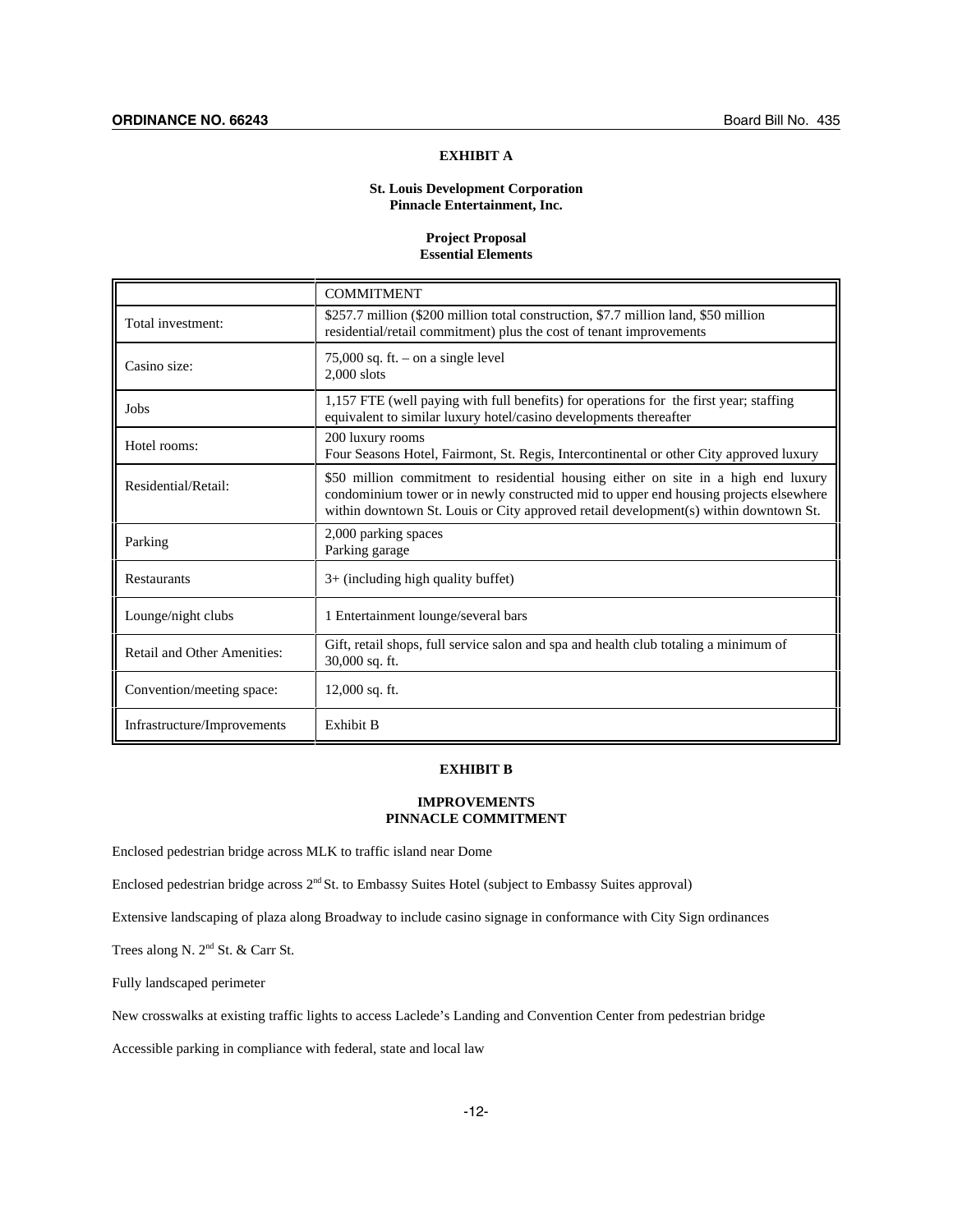## EXHIBIT A

**St. Louis Development Corporation**
**Pinnacle Entertainment, Inc.**

**Project Proposal**
**Essential Elements**

| | COMMITMENT |
|---|---|
| Total investment: | $257.7 million ($200 million total construction, $7.7 million land, $50 million residential/retail commitment) plus the cost of tenant improvements |
| Casino size: | 75,000 sq. ft. – on a single level<br>2,000 slots |
| Jobs | 1,157 FTE (well paying with full benefits) for operations for the first year; staffing equivalent to similar luxury hotel/casino developments thereafter |
| Hotel rooms: | 200 luxury rooms<br>Four Seasons Hotel, Fairmont, St. Regis, Intercontinental or other City approved luxury |
| Residential/Retail: | $50 million commitment to residential housing either on site in a high end luxury condominium tower or in newly constructed mid to upper end housing projects elsewhere within downtown St. Louis or City approved retail development(s) within downtown St. |
| Parking | 2,000 parking spaces<br>Parking garage |
| Restaurants | 3+ (including high quality buffet) |
| Lounge/night clubs | 1 Entertainment lounge/several bars |
| Retail and Other Amenities: | Gift, retail shops, full service salon and spa and health club totaling a minimum of 30,000 sq. ft. |
| Convention/meeting space: | 12,000 sq. ft. |
| Infrastructure/Improvements | Exhibit B |

## EXHIBIT B

**IMPROVEMENTS**
**PINNACLE COMMITMENT**

Enclosed pedestrian bridge across MLK to traffic island near Dome

Enclosed pedestrian bridge across 2nd St. to Embassy Suites Hotel (subject to Embassy Suites approval)

Extensive landscaping of plaza along Broadway to include casino signage in conformance with City Sign ordinances

Trees along N. 2nd St. & Carr St.

Fully landscaped perimeter

New crosswalks at existing traffic lights to access Laclede's Landing and Convention Center from pedestrian bridge

Accessible parking in compliance with federal, state and local law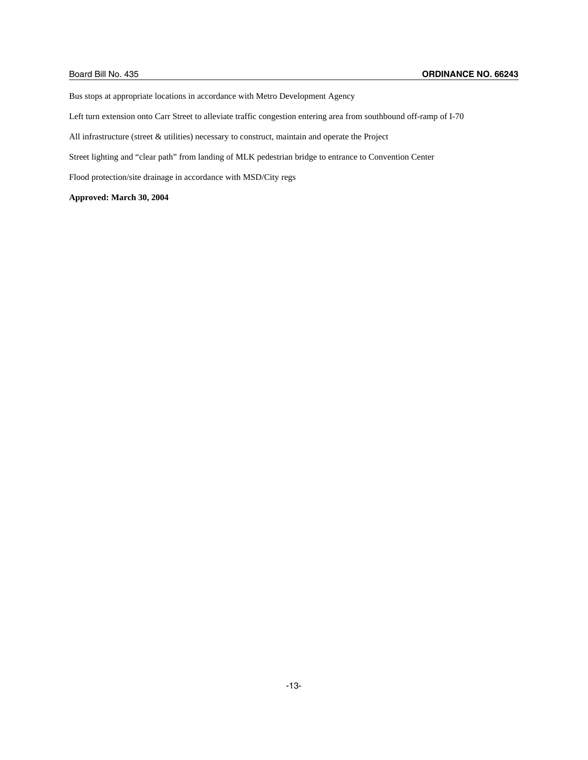Bus stops at appropriate locations in accordance with Metro Development Agency

Left turn extension onto Carr Street to alleviate traffic congestion entering area from southbound off-ramp of I-70

All infrastructure (street & utilities) necessary to construct, maintain and operate the Project

Street lighting and "clear path" from landing of MLK pedestrian bridge to entrance to Convention Center

Flood protection/site drainage in accordance with MSD/City regs

**Approved: March 30, 2004**